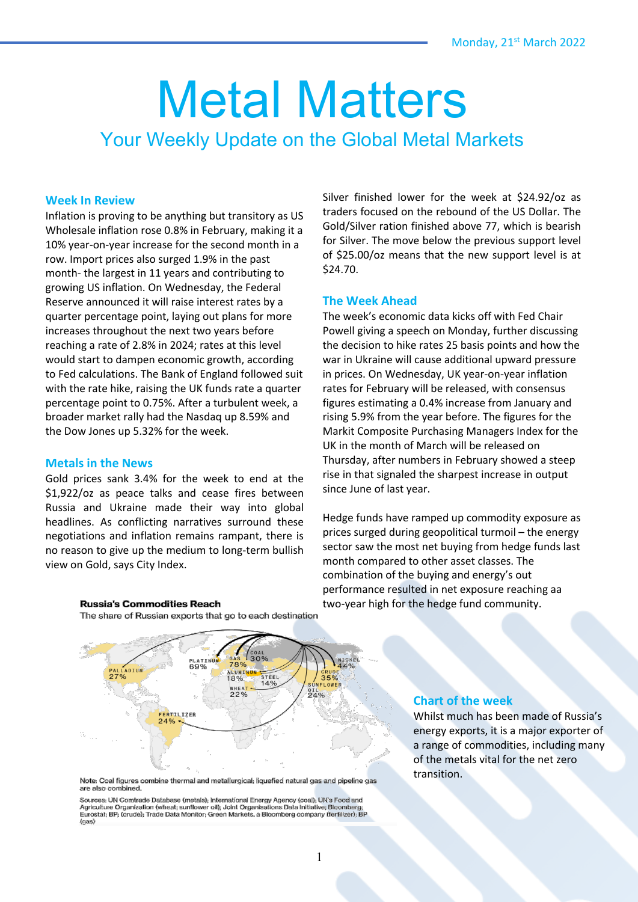Monday, 21st March 2022

# Metal Matters

## Your Weekly Update on the Global Metal Markets

### Week In Review

Inflation is proving to be anything but transitory as US Wholesale inflation rose 0.8% in February, making it a 10% year-on-year increase for the second month in a row. Import prices also surged 1.9% in the past month- the largest in 11 years and contributing to growing US inflation. On Wednesday, the Federal Reserve announced it will raise interest rates by a quarter percentage point, laying out plans for more increases throughout the next two years before reaching a rate of 2.8% in 2024; rates at this level would start to dampen economic growth, according to Fed calculations. The Bank of England followed suit with the rate hike, raising the UK funds rate a quarter percentage point to 0.75%. After a turbulent week, a broader market rally had the Nasdaq up 8.59% and the Dow Jones up 5.32% for the week.

### Metals in the News

Gold prices sank 3.4% for the week to end at the $1,922/oz as peace talks and cease fires between Russia and Ukraine made their way into global headlines. As conflicting narratives surround these negotiations and inflation remains rampant, there is no reason to give up the medium to long-term bullish view on Gold, says City Index.

Silver finished lower for the week at $24.92/oz as traders focused on the rebound of the US Dollar. The Gold/Silver ration finished above 77, which is bearish for Silver. The move below the previous support level of $25.00/oz means that the new support level is at $24.70.

### The Week Ahead

The week's economic data kicks off with Fed Chair Powell giving a speech on Monday, further discussing the decision to hike rates 25 basis points and how the war in Ukraine will cause additional upward pressure in prices. On Wednesday, UK year-on-year inflation rates for February will be released, with consensus figures estimating a 0.4% increase from January and rising 5.9% from the year before. The figures for the Markit Composite Purchasing Managers Index for the UK in the month of March will be released on Thursday, after numbers in February showed a steep rise in that signaled the sharpest increase in output since June of last year.

Hedge funds have ramped up commodity exposure as prices surged during geopolitical turmoil – the energy sector saw the most net buying from hedge funds last month compared to other asset classes. The combination of the buying and energy's out performance resulted in net exposure reaching aa two-year high for the hedge fund community.

**Russia's Commodities Reach**

The share of Russian exports that go to each destination

PALLADIUM 27% · PLATINUM 69% · GAS 78% · COAL 30% · NICKEL 44% · ALUMINUM 18% · STEEL 14% · CRUDE 35% · WHEAT 22% · SUNFLOWER OIL 24% · FERTILIZER 24%

Note: Coal figures combine thermal and metallurgical; liquefied natural gas and pipeline gas are also combined.

Sources: UN Comtrade Database (metals); International Energy Agency (coal); UN's Food and Agriculture Organization (wheat; sunflower oil); Joint Organisations Data Initiative; Bloomberg; Eurostat; BP; (crude); Trade Data Monitor; Green Markets, a Bloomberg company (fertilizer); BP (gas)

### Chart of the week

Whilst much has been made of Russia's energy exports, it is a major exporter of a range of commodities, including many of the metals vital for the net zero transition.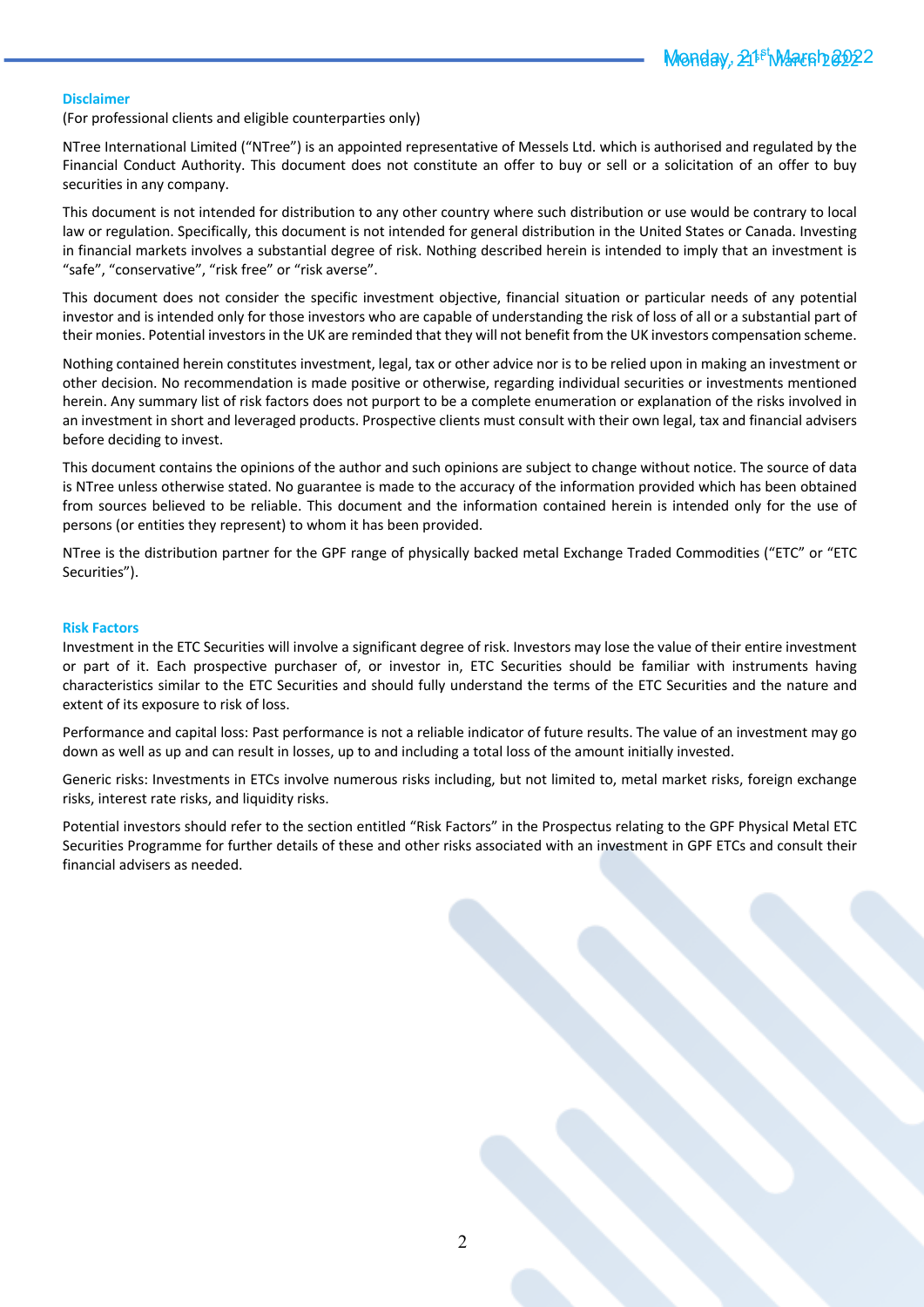## Disclaimer

(For professional clients and eligible counterparties only)

NTree International Limited ("NTree") is an appointed representative of Messels Ltd. which is authorised and regulated by the Financial Conduct Authority. This document does not constitute an offer to buy or sell or a solicitation of an offer to buy securities in any company.

This document is not intended for distribution to any other country where such distribution or use would be contrary to local law or regulation. Specifically, this document is not intended for general distribution in the United States or Canada. Investing in financial markets involves a substantial degree of risk. Nothing described herein is intended to imply that an investment is "safe", "conservative", "risk free" or "risk averse".

This document does not consider the specific investment objective, financial situation or particular needs of any potential investor and is intended only for those investors who are capable of understanding the risk of loss of all or a substantial part of their monies. Potential investors in the UK are reminded that they will not benefit from the UK investors compensation scheme.

Nothing contained herein constitutes investment, legal, tax or other advice nor is to be relied upon in making an investment or other decision. No recommendation is made positive or otherwise, regarding individual securities or investments mentioned herein. Any summary list of risk factors does not purport to be a complete enumeration or explanation of the risks involved in an investment in short and leveraged products. Prospective clients must consult with their own legal, tax and financial advisers before deciding to invest.

This document contains the opinions of the author and such opinions are subject to change without notice. The source of data is NTree unless otherwise stated. No guarantee is made to the accuracy of the information provided which has been obtained from sources believed to be reliable. This document and the information contained herein is intended only for the use of persons (or entities they represent) to whom it has been provided.

NTree is the distribution partner for the GPF range of physically backed metal Exchange Traded Commodities ("ETC" or "ETC Securities").

## Risk Factors

Investment in the ETC Securities will involve a significant degree of risk. Investors may lose the value of their entire investment or part of it. Each prospective purchaser of, or investor in, ETC Securities should be familiar with instruments having characteristics similar to the ETC Securities and should fully understand the terms of the ETC Securities and the nature and extent of its exposure to risk of loss.

Performance and capital loss: Past performance is not a reliable indicator of future results. The value of an investment may go down as well as up and can result in losses, up to and including a total loss of the amount initially invested.

Generic risks: Investments in ETCs involve numerous risks including, but not limited to, metal market risks, foreign exchange risks, interest rate risks, and liquidity risks.

Potential investors should refer to the section entitled "Risk Factors" in the Prospectus relating to the GPF Physical Metal ETC Securities Programme for further details of these and other risks associated with an investment in GPF ETCs and consult their financial advisers as needed.